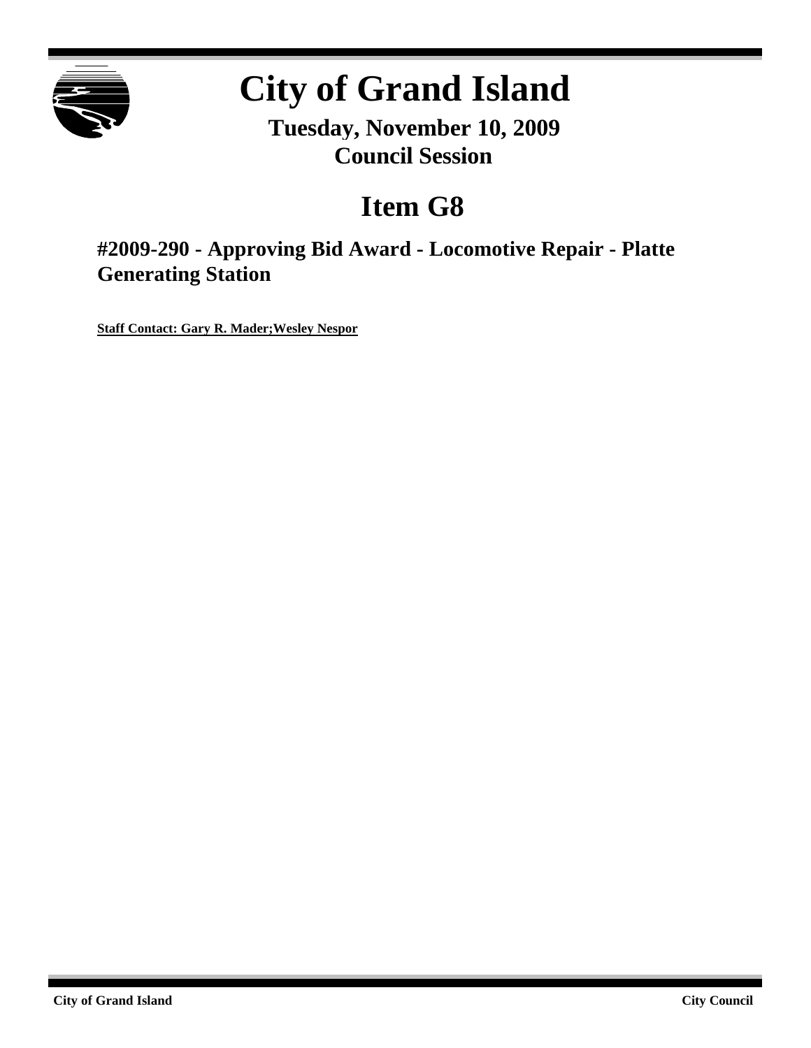# City of Grand Island

**Tuesday, November 10, 2009**
**Council Session**

# Item G8

## #2009-290 - Approving Bid Award - Locomotive Repair - Platte Generating Station

**Staff Contact: Gary R. Mader;Wesley Nespor**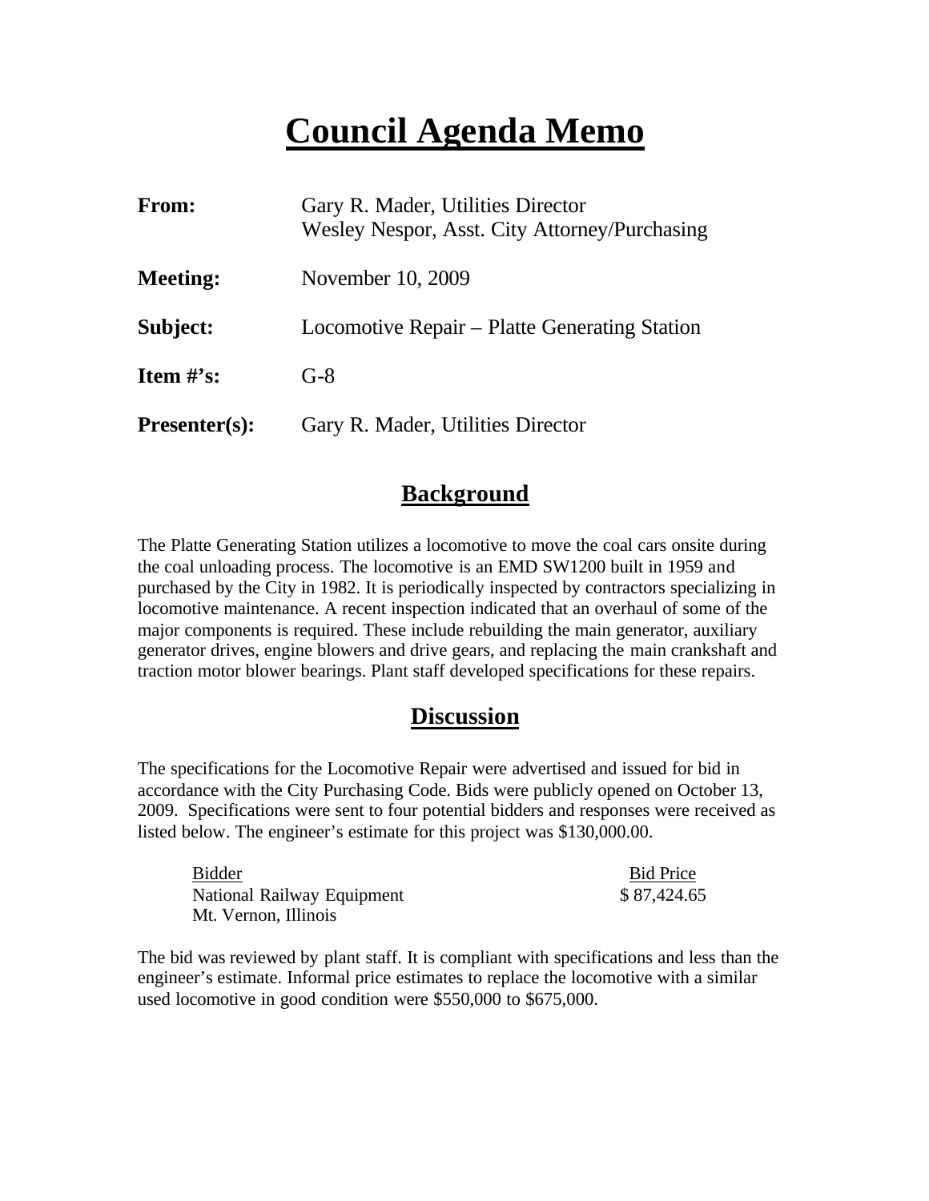# Council Agenda Memo

| | |
|---|---|
| **From:** | Gary R. Mader, Utilities Director<br>Wesley Nespor, Asst. City Attorney/Purchasing |
| **Meeting:** | November 10, 2009 |
| **Subject:** | Locomotive Repair – Platte Generating Station |
| **Item #'s:** | G-8 |
| **Presenter(s):** | Gary R. Mader, Utilities Director |

## Background

The Platte Generating Station utilizes a locomotive to move the coal cars onsite during the coal unloading process. The locomotive is an EMD SW1200 built in 1959 and purchased by the City in 1982. It is periodically inspected by contractors specializing in locomotive maintenance. A recent inspection indicated that an overhaul of some of the major components is required. These include rebuilding the main generator, auxiliary generator drives, engine blowers and drive gears, and replacing the main crankshaft and traction motor blower bearings. Plant staff developed specifications for these repairs.

## Discussion

The specifications for the Locomotive Repair were advertised and issued for bid in accordance with the City Purchasing Code. Bids were publicly opened on October 13, 2009. Specifications were sent to four potential bidders and responses were received as listed below. The engineer's estimate for this project was $130,000.00.

| Bidder | Bid Price |
|---|---|
| National Railway Equipment<br>Mt. Vernon, Illinois | $ 87,424.65 |

The bid was reviewed by plant staff. It is compliant with specifications and less than the engineer's estimate. Informal price estimates to replace the locomotive with a similar used locomotive in good condition were $550,000 to $675,000.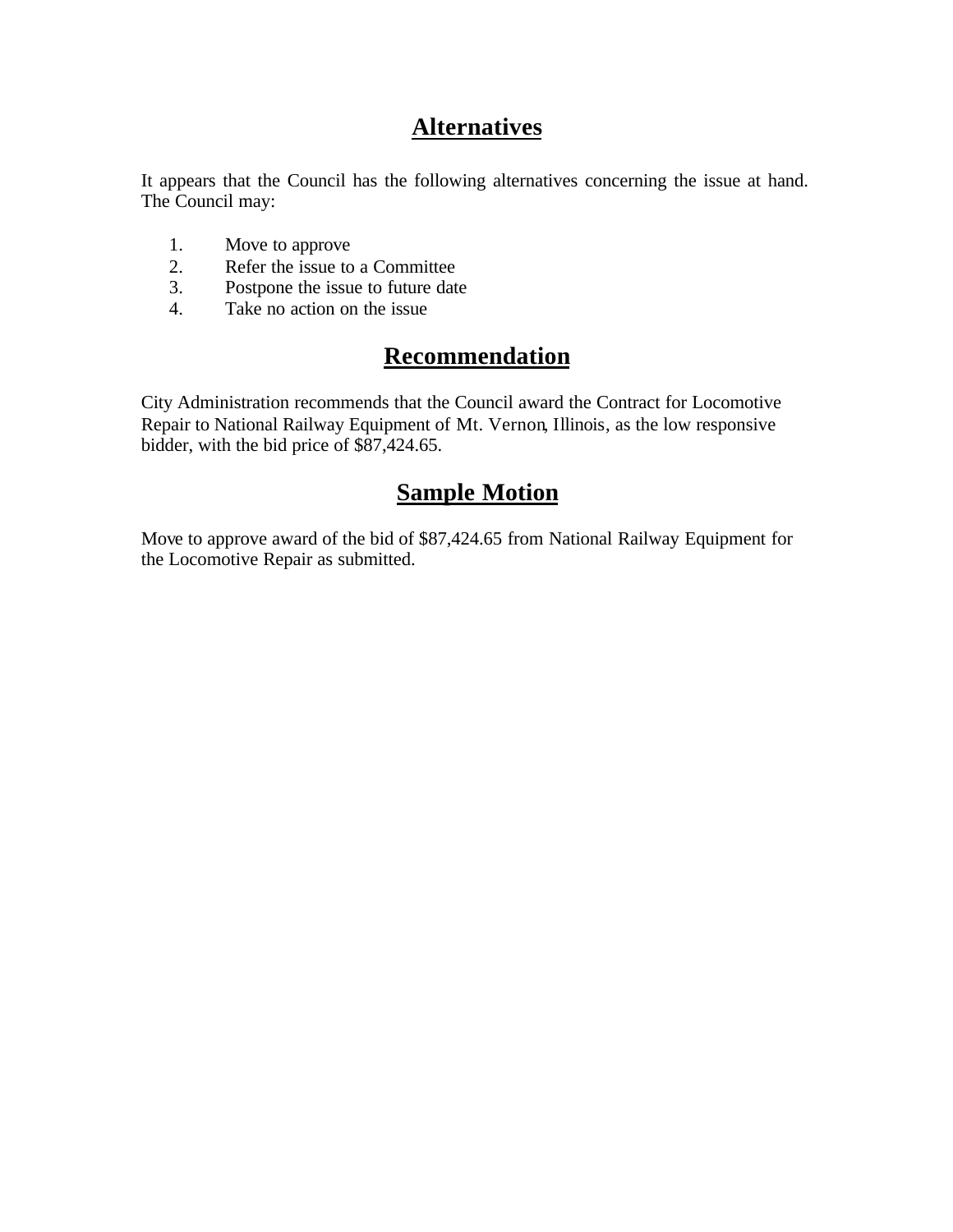## Alternatives

It appears that the Council has the following alternatives concerning the issue at hand. The Council may:

1. Move to approve
2. Refer the issue to a Committee
3. Postpone the issue to future date
4. Take no action on the issue

## Recommendation

City Administration recommends that the Council award the Contract for Locomotive Repair to National Railway Equipment of Mt. Vernon, Illinois, as the low responsive bidder, with the bid price of $87,424.65.

## Sample Motion

Move to approve award of the bid of $87,424.65 from National Railway Equipment for the Locomotive Repair as submitted.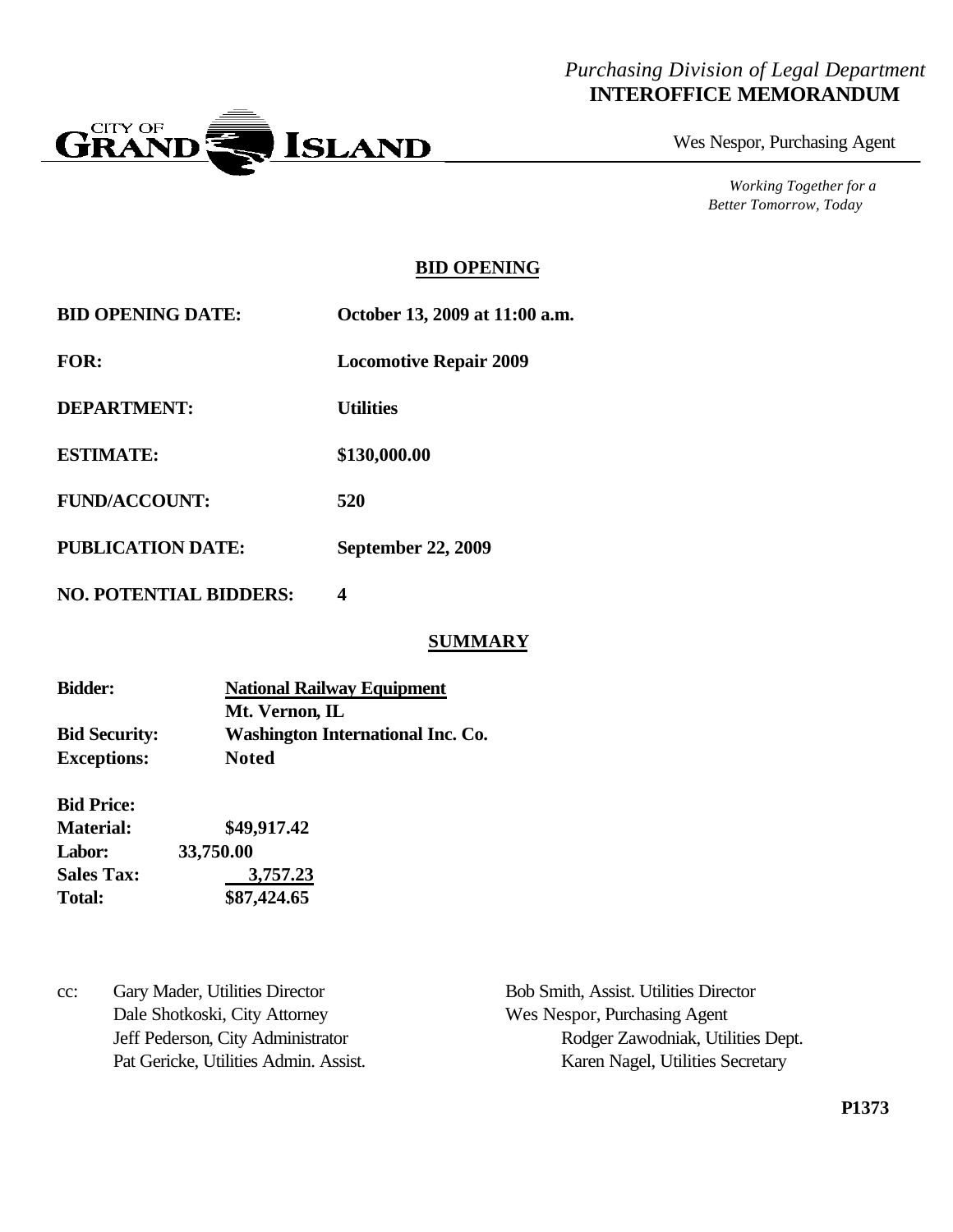*Purchasing Division of Legal Department*
**INTEROFFICE MEMORANDUM**

CITY OF GRAND ISLAND

Wes Nespor, Purchasing Agent

*Working Together for a Better Tomorrow, Today*

## BID OPENING

**BID OPENING DATE:** October 13, 2009 at 11:00 a.m.

**FOR:** Locomotive Repair 2009

**DEPARTMENT:** Utilities

**ESTIMATE:** $130,000.00

**FUND/ACCOUNT:** 520

**PUBLICATION DATE:** September 22, 2009

**NO. POTENTIAL BIDDERS:** 4

## SUMMARY

**Bidder:** National Railway Equipment
Mt. Vernon, IL
**Bid Security:** Washington International Inc. Co.
**Exceptions:** Noted

**Bid Price:**

| | |
|---|---|
| **Material:** | $49,917.42 |
| **Labor:** | 33,750.00 |
| **Sales Tax:** | 3,757.23 |
| **Total:** | $87,424.65 |

cc: Gary Mader, Utilities Director
Bob Smith, Assist. Utilities Director
Dale Shotkoski, City Attorney
Wes Nespor, Purchasing Agent
Jeff Pederson, City Administrator
Rodger Zawodniak, Utilities Dept.
Pat Gericke, Utilities Admin. Assist.
Karen Nagel, Utilities Secretary

P1373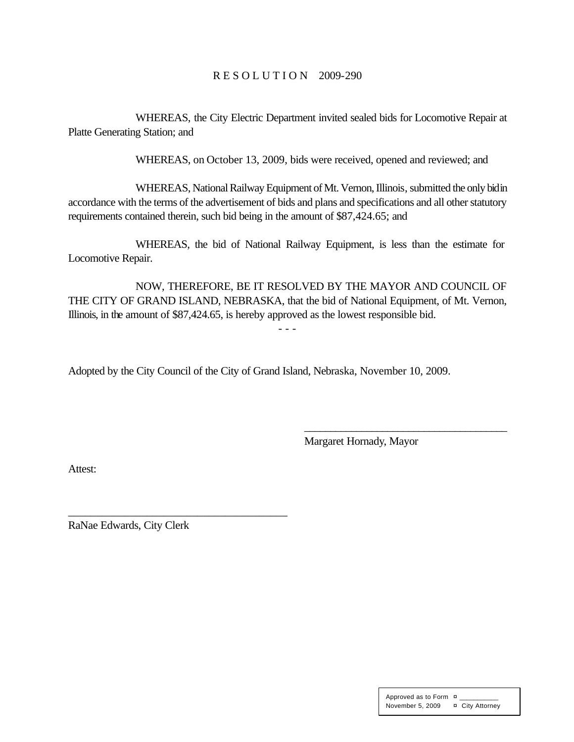# R E S O L U T I O N 2009-290

WHEREAS, the City Electric Department invited sealed bids for Locomotive Repair at Platte Generating Station; and

WHEREAS, on October 13, 2009, bids were received, opened and reviewed; and

WHEREAS, National Railway Equipment of Mt. Vernon, Illinois, submitted the only bid in accordance with the terms of the advertisement of bids and plans and specifications and all other statutory requirements contained therein, such bid being in the amount of $87,424.65; and

WHEREAS, the bid of National Railway Equipment, is less than the estimate for Locomotive Repair.

NOW, THEREFORE, BE IT RESOLVED BY THE MAYOR AND COUNCIL OF THE CITY OF GRAND ISLAND, NEBRASKA, that the bid of National Equipment, of Mt. Vernon, Illinois, in the amount of $87,424.65, is hereby approved as the lowest responsible bid.

- - -

Adopted by the City Council of the City of Grand Island, Nebraska, November 10, 2009.

_____________________________________
Margaret Hornady, Mayor

Attest:

_______________________________________
RaNae Edwards, City Clerk

Approved as to Form ¤ ___________
November 5, 2009 ¤ City Attorney